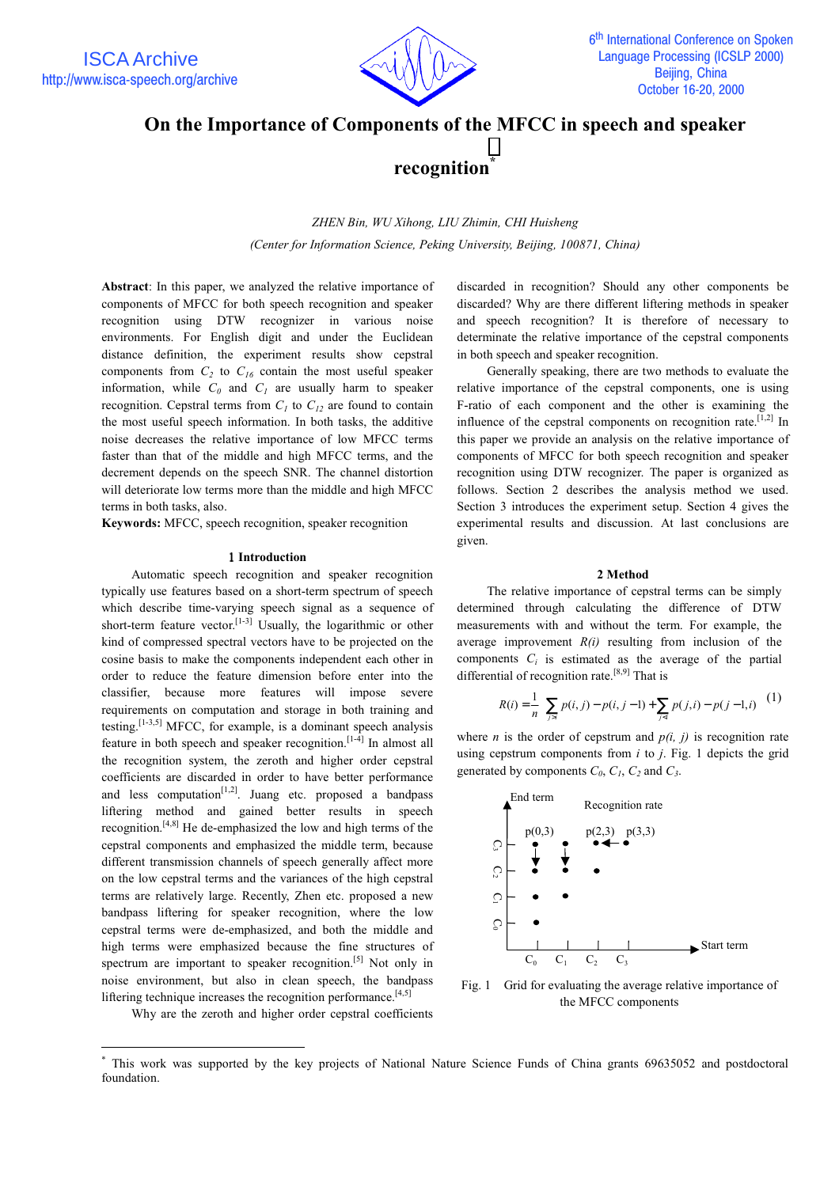# On the Importance of Components of the MFCC in speech and speaker recognition*

*ZHEN Bin, WU Xihong, LIU Zhimin, CHI Huisheng*

*(Center for Information Science, Peking University, Beijing, 100871, China)*

**Abstract**: In this paper, we analyzed the relative importance of components of MFCC for both speech recognition and speaker recognition using DTW recognizer in various noise environments. For English digit and under the Euclidean distance definition, the experiment results show cepstral components from $C_2$ to $C_{16}$ contain the most useful speaker information, while $C_0$ and $C_1$ are usually harm to speaker recognition. Cepstral terms from $C_1$ to $C_{12}$ are found to contain the most useful speech information. In both tasks, the additive noise decreases the relative importance of low MFCC terms faster than that of the middle and high MFCC terms, and the decrement depends on the speech SNR. The channel distortion will deteriorate low terms more than the middle and high MFCC terms in both tasks, also.

**Keywords:** MFCC, speech recognition, speaker recognition

## 1 Introduction

Automatic speech recognition and speaker recognition typically use features based on a short-term spectrum of speech which describe time-varying speech signal as a sequence of short-term feature vector.[1-3] Usually, the logarithmic or other kind of compressed spectral vectors have to be projected on the cosine basis to make the components independent each other in order to reduce the feature dimension before enter into the classifier, because more features will impose severe requirements on computation and storage in both training and testing.[1-3,5] MFCC, for example, is a dominant speech analysis feature in both speech and speaker recognition.[1-4] In almost all the recognition system, the zeroth and higher order cepstral coefficients are discarded in order to have better performance and less computation[1,2]. Juang etc. proposed a bandpass liftering method and gained better results in speech recognition.[4,8] He de-emphasized the low and high terms of the cepstral components and emphasized the middle term, because different transmission channels of speech generally affect more on the low cepstral terms and the variances of the high cepstral terms are relatively large. Recently, Zhen etc. proposed a new bandpass liftering for speaker recognition, where the low cepstral terms were de-emphasized, and both the middle and high terms were emphasized because the fine structures of spectrum are important to speaker recognition.[5] Not only in noise environment, but also in clean speech, the bandpass liftering technique increases the recognition performance.[4,5]

Why are the zeroth and higher order cepstral coefficients discarded in recognition? Should any other components be discarded? Why are there different liftering methods in speaker and speech recognition? It is therefore of necessary to determinate the relative importance of the cepstral components in both speech and speaker recognition.

Generally speaking, there are two methods to evaluate the relative importance of the cepstral components, one is using F-ratio of each component and the other is examining the influence of the cepstral components on recognition rate.[1,2] In this paper we provide an analysis on the relative importance of components of MFCC for both speech recognition and speaker recognition using DTW recognizer. The paper is organized as follows. Section 2 describes the analysis method we used. Section 3 introduces the experiment setup. Section 4 gives the experimental results and discussion. At last conclusions are given.

## 2 Method

The relative importance of cepstral terms can be simply determined through calculating the difference of DTW measurements with and without the term. For example, the average improvement $R(i)$ resulting from inclusion of the components $C_i$ is estimated as the average of the partial differential of recognition rate.[8,9] That is

$$R(i) = \frac{1}{n}\left(\sum_{j \geq i} p(i,j) - p(i,j-1) + \sum_{j \leq i} p(j,i) - p(j-1,i)\right) \quad (1)$$

where $n$ is the order of cepstrum and $p(i, j)$ is recognition rate using cepstrum components from $i$ to $j$. Fig. 1 depicts the grid generated by components $C_0$, $C_1$, $C_2$ and $C_3$.

Fig. 1 Grid for evaluating the average relative importance of the MFCC components

---

\* This work was supported by the key projects of National Nature Science Funds of China grants 69635052 and postdoctoral foundation.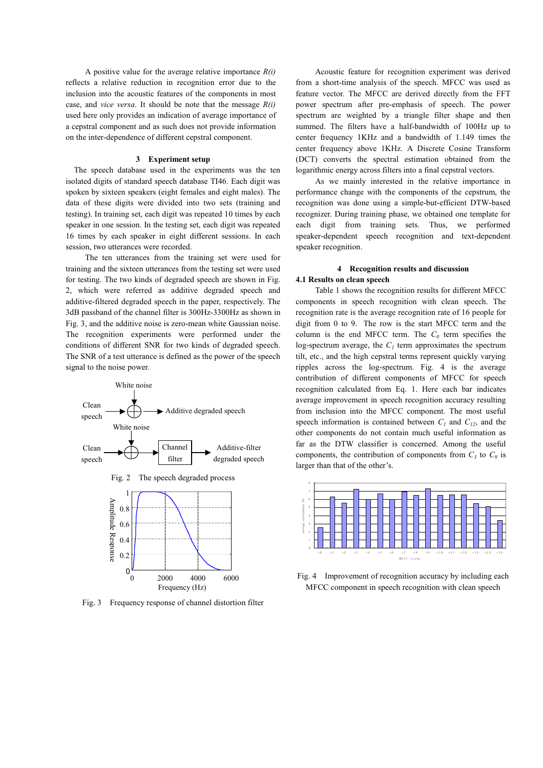A positive value for the average relative importance $R(i)$ reflects a relative reduction in recognition error due to the inclusion into the acoustic features of the components in most case, and *vice versa*. It should be note that the message $R(i)$ used here only provides an indication of average importance of a cepstral component and as such does not provide information on the inter-dependence of different cepstral component.

## 3 Experiment setup

The speech database used in the experiments was the ten isolated digits of standard speech database TI46. Each digit was spoken by sixteen speakers (eight females and eight males). The data of these digits were divided into two sets (training and testing). In training set, each digit was repeated 10 times by each speaker in one session. In the testing set, each digit was repeated 16 times by each speaker in eight different sessions. In each session, two utterances were recorded.

The ten utterances from the training set were used for training and the sixteen utterances from the testing set were used for testing. The two kinds of degraded speech are shown in Fig. 2, which were referred as additive degraded speech and additive-filtered degraded speech in the paper, respectively. The 3dB passband of the channel filter is 300Hz-3300Hz as shown in Fig. 3, and the additive noise is zero-mean white Gaussian noise. The recognition experiments were performed under the conditions of different SNR for two kinds of degraded speech. The SNR of a test utterance is defined as the power of the speech signal to the noise power.

Fig. 2 The speech degraded process

Fig. 3 Frequency response of channel distortion filter

Acoustic feature for recognition experiment was derived from a short-time analysis of the speech. MFCC was used as feature vector. The MFCC are derived directly from the FFT power spectrum after pre-emphasis of speech. The power spectrum are weighted by a triangle filter shape and then summed. The filters have a half-bandwidth of 100Hz up to center frequency 1KHz and a bandwidth of 1.149 times the center frequency above 1KHz. A Discrete Cosine Transform (DCT) converts the spectral estimation obtained from the logarithmic energy across filters into a final cepstral vectors.

As we mainly interested in the relative importance in performance change with the components of the cepstrum, the recognition was done using a simple-but-efficient DTW-based recognizer. During training phase, we obtained one template for each digit from training sets. Thus, we performed speaker-dependent speech recognition and text-dependent speaker recognition.

## 4 Recognition results and discussion

### 4.1 Results on clean speech

Table 1 shows the recognition results for different MFCC components in speech recognition with clean speech. The recognition rate is the average recognition rate of 16 people for digit from 0 to 9. The row is the start MFCC term and the column is the end MFCC term. The $C_0$ term specifies the log-spectrum average, the $C_1$ term approximates the spectrum tilt, etc., and the high cepstral terms represent quickly varying ripples across the log-spectrum. Fig. 4 is the average contribution of different components of MFCC for speech recognition calculated from Eq. 1. Here each bar indicates average improvement in speech recognition accuracy resulting from inclusion into the MFCC component. The most useful speech information is contained between $C_1$ and $C_{12}$, and the other components do not contain much useful information as far as the DTW classifier is concerned. Among the useful components, the contribution of components from $C_3$ to $C_9$ is larger than that of the other's.

Fig. 4 Improvement of recognition accuracy by including each MFCC component in speech recognition with clean speech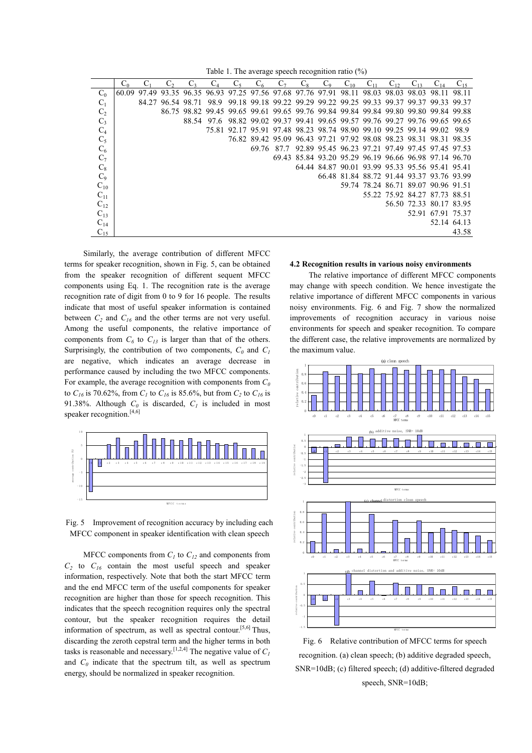Table 1. The average speech recognition ratio (%)

| | $C_0$ | $C_1$ | $C_2$ | $C_3$ | $C_4$ | $C_5$ | $C_6$ | $C_7$ | $C_8$ | $C_9$ | $C_{10}$ | $C_{11}$ | $C_{12}$ | $C_{13}$ | $C_{14}$ | $C_{15}$ |
|---|---|---|---|---|---|---|---|---|---|---|---|---|---|---|---|---|
| $C_0$ | 60.09 | 97.49 | 93.35 | 96.35 | 96.93 | 97.25 | 97.56 | 97.68 | 97.76 | 97.91 | 98.11 | 98.03 | 98.03 | 98.03 | 98.11 | 98.11 |
| $C_1$ | | 84.27 | 96.54 | 98.71 | 98.9 | 99.18 | 99.18 | 99.22 | 99.29 | 99.22 | 99.25 | 99.33 | 99.37 | 99.37 | 99.33 | 99.37 |
| $C_2$ | | | 86.75 | 98.82 | 99.45 | 99.65 | 99.61 | 99.65 | 99.76 | 99.84 | 99.84 | 99.84 | 99.80 | 99.80 | 99.84 | 99.88 |
| $C_3$ | | | | 88.54 | 97.6 | 98.82 | 99.02 | 99.37 | 99.41 | 99.65 | 99.57 | 99.76 | 99.27 | 99.76 | 99.65 | 99.65 |
| $C_4$ | | | | | 75.81 | 92.17 | 95.91 | 97.48 | 98.23 | 98.74 | 98.90 | 99.10 | 99.25 | 99.14 | 99.02 | 98.9 |
| $C_5$ | | | | | | 76.82 | 89.42 | 95.09 | 96.43 | 97.21 | 97.92 | 98.08 | 98.23 | 98.31 | 98.31 | 98.35 |
| $C_6$ | | | | | | | 69.76 | 87.7 | 92.89 | 95.45 | 96.23 | 97.21 | 97.49 | 97.45 | 97.45 | 97.53 |
| $C_7$ | | | | | | | | 69.43 | 85.84 | 93.20 | 95.29 | 96.19 | 96.66 | 96.98 | 97.14 | 96.70 |
| $C_8$ | | | | | | | | | 64.44 | 84.87 | 90.01 | 93.99 | 95.33 | 95.56 | 95.41 | 95.41 |
| $C_9$ | | | | | | | | | | 66.48 | 81.84 | 88.72 | 91.44 | 93.37 | 93.76 | 93.99 |
| $C_{10}$ | | | | | | | | | | | 59.74 | 78.24 | 86.71 | 89.07 | 90.96 | 91.51 |
| $C_{11}$ | | | | | | | | | | | | 55.22 | 75.92 | 84.27 | 87.73 | 88.51 |
| $C_{12}$ | | | | | | | | | | | | | 56.50 | 72.33 | 80.17 | 83.95 |
| $C_{13}$ | | | | | | | | | | | | | | 52.91 | 67.91 | 75.37 |
| $C_{14}$ | | | | | | | | | | | | | | | 52.14 | 64.13 |
| $C_{15}$ | | | | | | | | | | | | | | | | 43.58 |

Similarly, the average contribution of different MFCC terms for speaker recognition, shown in Fig. 5, can be obtained from the speaker recognition of different sequent MFCC components using Eq. 1. The recognition rate is the average recognition rate of digit from 0 to 9 for 16 people. The results indicate that most of useful speaker information is contained between $C_2$ and $C_{16}$ and the other terms are not very useful. Among the useful components, the relative importance of components from $C_6$ to $C_{13}$ is larger than that of the others. Surprisingly, the contribution of two components, $C_0$ and $C_1$ are negative, which indicates an average decrease in performance caused by including the two MFCC components. For example, the average recognition with components from $C_0$ to $C_{16}$ is 70.62%, from $C_1$ to $C_{16}$ is 85.6%, but from $C_2$ to $C_{16}$ is 91.38%. Although $C_0$ is discarded, $C_1$ is included in most speaker recognition.[4,6]

Fig. 5 Improvement of recognition accuracy by including each MFCC component in speaker identification with clean speech

MFCC components from $C_1$ to $C_{12}$ and components from $C_2$ to $C_{16}$ contain the most useful speech and speaker information, respectively. Note that both the start MFCC term and the end MFCC term of the useful components for speaker recognition are higher than those for speech recognition. This indicates that the speech recognition requires only the spectral contour, but the speaker recognition requires the detail information of spectrum, as well as spectral contour.[5,6] Thus, discarding the zeroth cepstral term and the higher terms in both tasks is reasonable and necessary.[1,2,4] The negative value of $C_1$ and $C_0$ indicate that the spectrum tilt, as well as spectrum energy, should be normalized in speaker recognition.

### 4.2 Recognition results in various noisy environments

The relative importance of different MFCC components may change with speech condition. We hence investigate the relative importance of different MFCC components in various noisy environments. Fig. 6 and Fig. 7 show the normalized improvements of recognition accuracy in various noise environments for speech and speaker recognition. To compare the different case, the relative improvements are normalized by the maximum value.

Fig. 6 Relative contribution of MFCC terms for speech recognition. (a) clean speech; (b) additive degraded speech, SNR=10dB; (c) filtered speech; (d) additive-filtered degraded speech, SNR=10dB;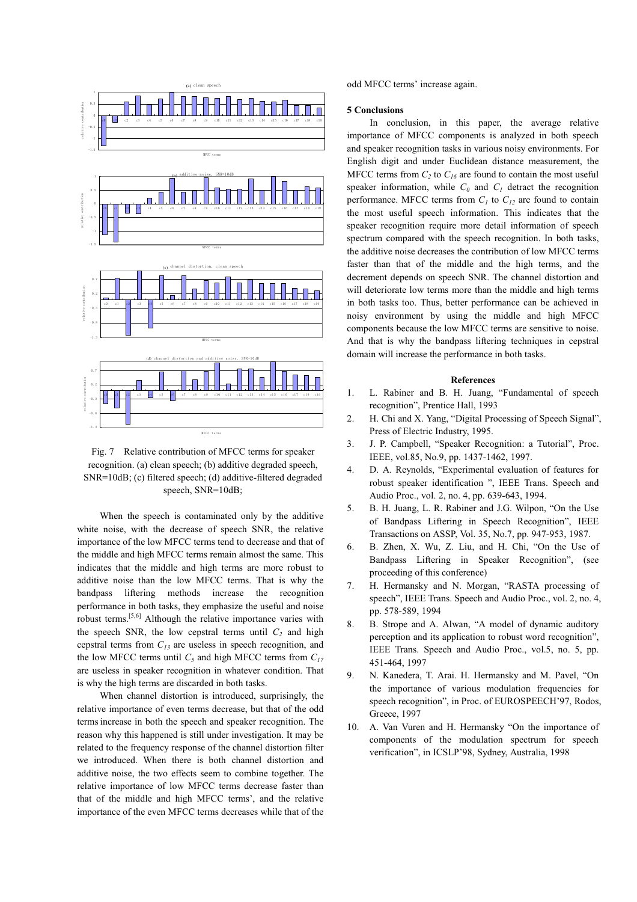(a) clean speech

relative contribution

MFCC terms

(b) additive noise, SNR=10dB

relative contribution

MFCC terms

(c) channel distortion, clean speech

relative contribution

MFCC terms

(d) channel distortion and additive noise, SNR=10dB

relative contribution

MFCC terms

Fig. 7 Relative contribution of MFCC terms for speaker recognition. (a) clean speech; (b) additive degraded speech, SNR=10dB; (c) filtered speech; (d) additive-filtered degraded speech, SNR=10dB;

When the speech is contaminated only by the additive white noise, with the decrease of speech SNR, the relative importance of the low MFCC terms tend to decrease and that of the middle and high MFCC terms remain almost the same. This indicates that the middle and high terms are more robust to additive noise than the low MFCC terms. That is why the bandpass liftering methods increase the recognition performance in both tasks, they emphasize the useful and noise robust terms.[5,6] Although the relative importance varies with the speech SNR, the low cepstral terms until $C_2$ and high cepstral terms from $C_{13}$ are useless in speech recognition, and the low MFCC terms until $C_5$ and high MFCC terms from $C_{17}$ are useless in speaker recognition in whatever condition. That is why the high terms are discarded in both tasks.

When channel distortion is introduced, surprisingly, the relative importance of even terms decrease, but that of the odd terms increase in both the speech and speaker recognition. The reason why this happened is still under investigation. It may be related to the frequency response of the channel distortion filter we introduced. When there is both channel distortion and additive noise, the two effects seem to combine together. The relative importance of low MFCC terms decrease faster than that of the middle and high MFCC terms', and the relative importance of the even MFCC terms decreases while that of the odd MFCC terms' increase again.

## 5 Conclusions

In conclusion, in this paper, the average relative importance of MFCC components is analyzed in both speech and speaker recognition tasks in various noisy environments. For English digit and under Euclidean distance measurement, the MFCC terms from $C_2$ to $C_{16}$ are found to contain the most useful speaker information, while $C_0$ and $C_1$ detract the recognition performance. MFCC terms from $C_1$ to $C_{12}$ are found to contain the most useful speech information. This indicates that the speaker recognition require more detail information of speech spectrum compared with the speech recognition. In both tasks, the additive noise decreases the contribution of low MFCC terms faster than that of the middle and the high terms, and the decrement depends on speech SNR. The channel distortion and will deteriorate low terms more than the middle and high terms in both tasks too. Thus, better performance can be achieved in noisy environment by using the middle and high MFCC components because the low MFCC terms are sensitive to noise. And that is why the bandpass liftering techniques in cepstral domain will increase the performance in both tasks.

## References

1. L. Rabiner and B. H. Juang, "Fundamental of speech recognition", Prentice Hall, 1993
2. H. Chi and X. Yang, "Digital Processing of Speech Signal", Press of Electric Industry, 1995.
3. J. P. Campbell, "Speaker Recognition: a Tutorial", Proc. IEEE, vol.85, No.9, pp. 1437-1462, 1997.
4. D. A. Reynolds, "Experimental evaluation of features for robust speaker identification ", IEEE Trans. Speech and Audio Proc., vol. 2, no. 4, pp. 639-643, 1994.
5. B. H. Juang, L. R. Rabiner and J.G. Wilpon, "On the Use of Bandpass Liftering in Speech Recognition", IEEE Transactions on ASSP, Vol. 35, No.7, pp. 947-953, 1987.
6. B. Zhen, X. Wu, Z. Liu, and H. Chi, "On the Use of Bandpass Liftering in Speaker Recognition", (see proceeding of this conference)
7. H. Hermansky and N. Morgan, "RASTA processing of speech", IEEE Trans. Speech and Audio Proc., vol. 2, no. 4, pp. 578-589, 1994
8. B. Strope and A. Alwan, "A model of dynamic auditory perception and its application to robust word recognition", IEEE Trans. Speech and Audio Proc., vol.5, no. 5, pp. 451-464, 1997
9. N. Kanedera, T. Arai. H. Hermansky and M. Pavel, "On the importance of various modulation frequencies for speech recognition", in Proc. of EUROSPEECH'97, Rodos, Greece, 1997
10. A. Van Vuren and H. Hermansky "On the importance of components of the modulation spectrum for speech verification", in ICSLP'98, Sydney, Australia, 1998